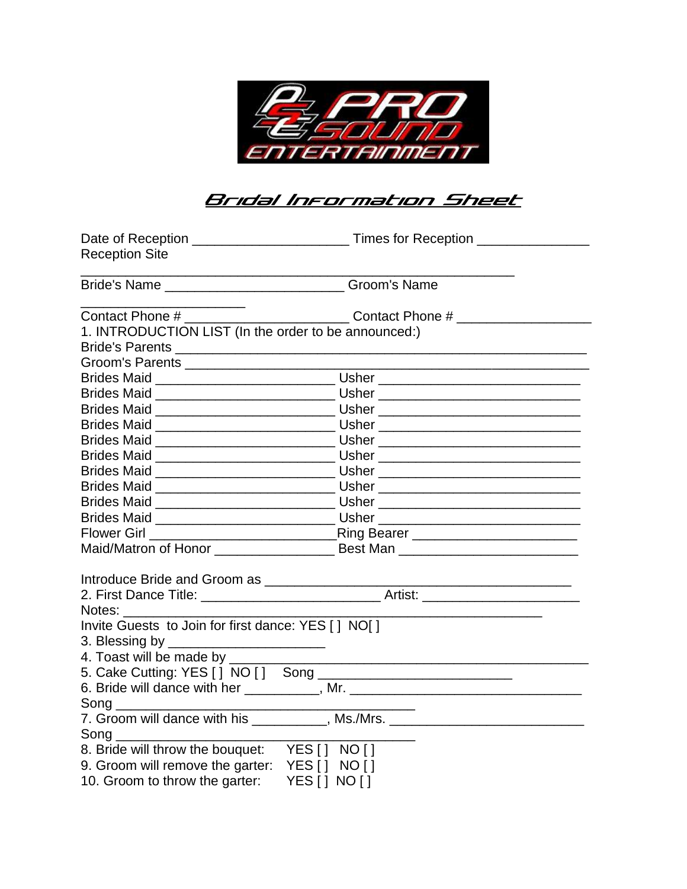PRO SOUND ENTERTAINMENT

# Bridal Information Sheet

Date of Reception ____________________ Times for Reception ______________
Reception Site
________________________________________________________

Bride's Name _______________________ Groom's Name
_____________________

Contact Phone # _____________________ Contact Phone # _________________

1. INTRODUCTION LIST (In the order to be announced:)

Bride's Parents ________________________________________________________
Groom's Parents ________________________________________________________
Brides Maid ______________________ Usher __________________________
Brides Maid ______________________ Usher __________________________
Brides Maid ______________________ Usher __________________________
Brides Maid ______________________ Usher __________________________
Brides Maid ______________________ Usher __________________________
Brides Maid ______________________ Usher __________________________
Brides Maid ______________________ Usher __________________________
Brides Maid ______________________ Usher __________________________
Brides Maid ______________________ Usher __________________________
Brides Maid ______________________ Usher __________________________
Flower Girl _________________________Ring Bearer _____________________
Maid/Matron of Honor _______________ Best Man _______________________

Introduce Bride and Groom as ________________________________________

2. First Dance Title: ______________________ Artist: ____________________
Notes: ______________________________________________________
Invite Guests to Join for first dance: YES [ ] NO[ ]

3. Blessing by ____________________

4. Toast will be made by ______________________________________________

5. Cake Cutting: YES [ ] NO [ ] Song ________________________

6. Bride will dance with her __________, Mr. ______________________________
Song ________________________________________

7. Groom will dance with his __________, Ms./Mrs. _________________________
Song ________________________________________

8. Bride will throw the bouquet: YES [ ] NO [ ]

9. Groom will remove the garter: YES [ ] NO [ ]

10. Groom to throw the garter: YES [ ] NO [ ]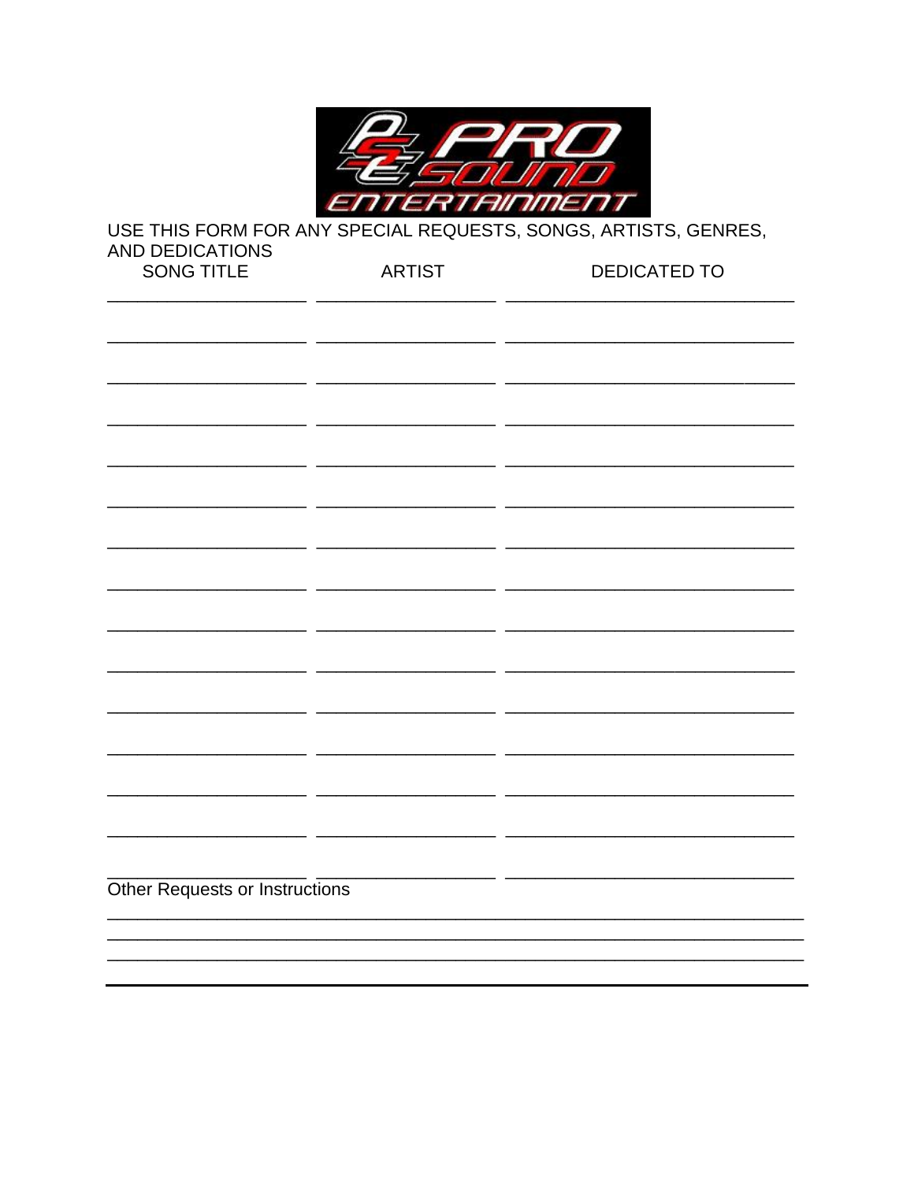# PRO SOUND ENTERTAINMENT

USE THIS FORM FOR ANY SPECIAL REQUESTS, SONGS, ARTISTS, GENRES, AND DEDICATIONS

| SONG TITLE | ARTIST | DEDICATED TO |
|---|---|---|
| | | |
| | | |
| | | |
| | | |
| | | |
| | | |
| | | |
| | | |
| | | |
| | | |
| | | |
| | | |
| | | |
| | | |
| | | |

Other Requests or Instructions

______________________________________________________________________

______________________________________________________________________

______________________________________________________________________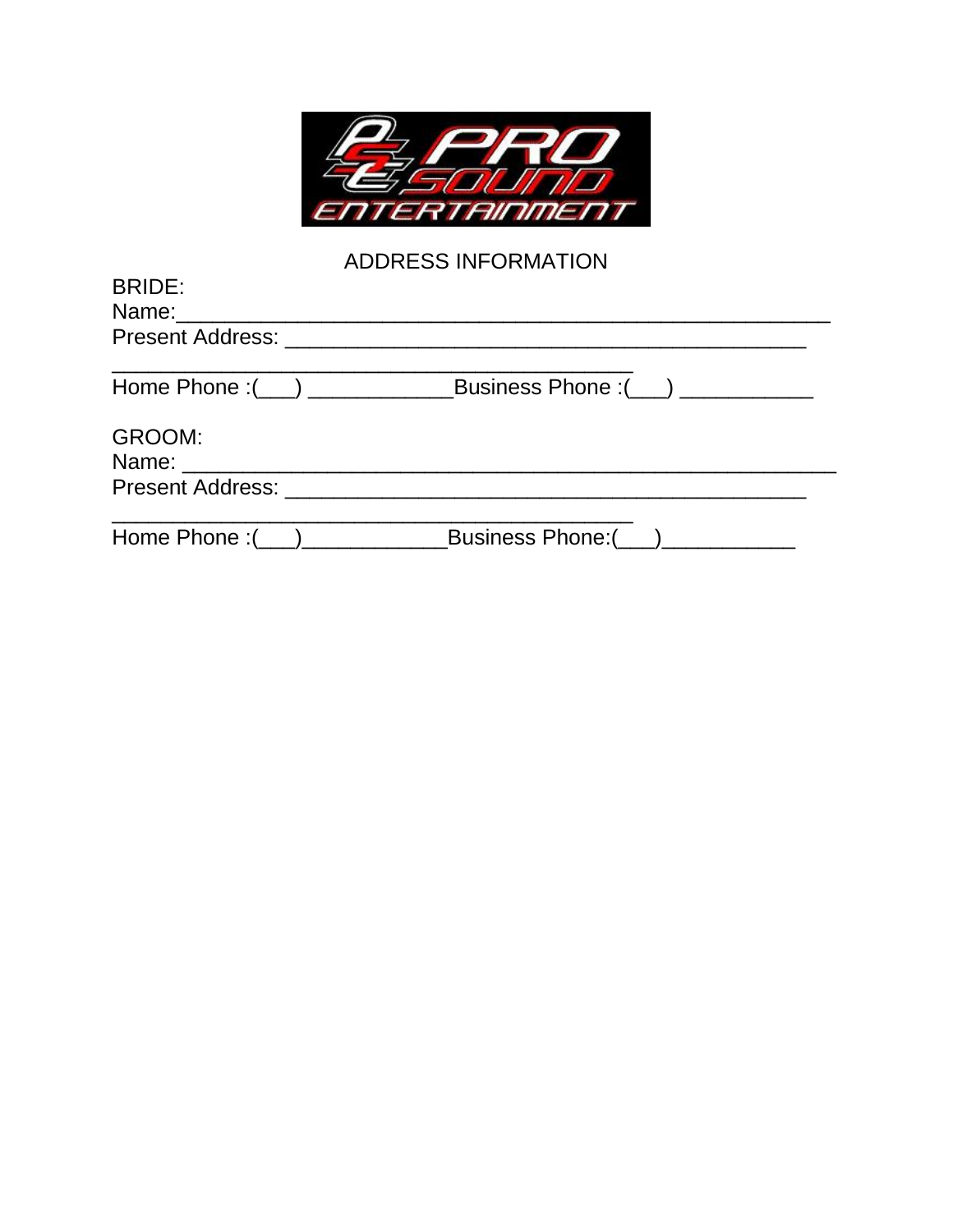PRO SOUND ENTERTAINMENT

ADDRESS INFORMATION

BRIDE:
Name:_______________________________________________________
Present Address: ____________________________________________
____________________________________________
Home Phone :(___) ____________Business Phone :(___) ___________

GROOM:
Name: _______________________________________________________
Present Address: ____________________________________________
____________________________________________
Home Phone :(___)____________Business Phone:(___)___________